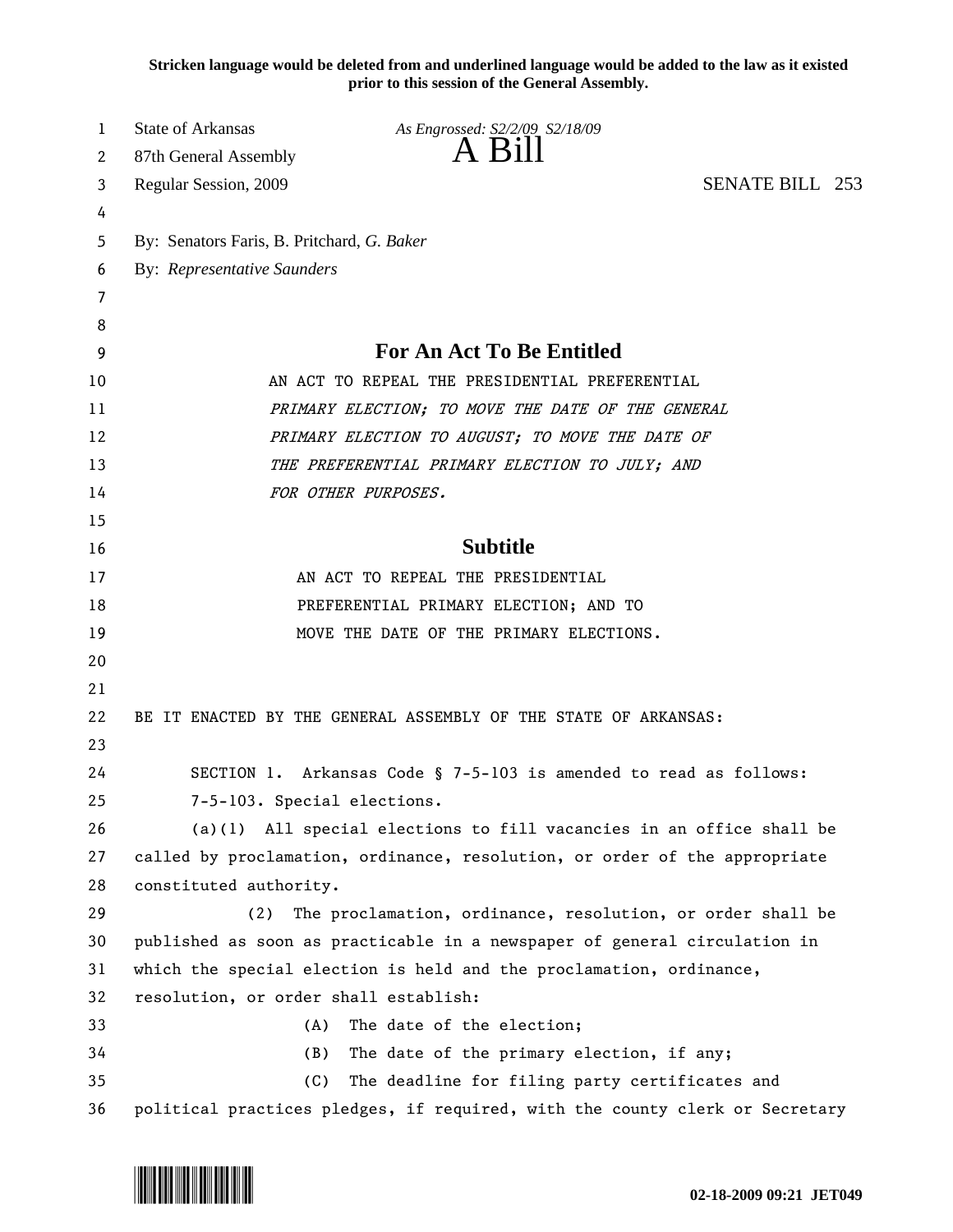**Stricken language would be deleted from and underlined language would be added to the law as it existed prior to this session of the General Assembly.**

State of Arkansas *As Engrossed: S2/2/09 S2/18/09*
87th General Assembly **A Bill**
Regular Session, 2009 SENATE BILL 253

By: Senators Faris, B. Pritchard, *G. Baker*
By: *Representative Saunders*

## For An Act To Be Entitled

AN ACT TO REPEAL THE PRESIDENTIAL PREFERENTIAL *PRIMARY ELECTION; TO MOVE THE DATE OF THE GENERAL PRIMARY ELECTION TO AUGUST; TO MOVE THE DATE OF THE PREFERENTIAL PRIMARY ELECTION TO JULY; AND FOR OTHER PURPOSES.*

## Subtitle

AN ACT TO REPEAL THE PRESIDENTIAL PREFERENTIAL PRIMARY ELECTION; AND TO MOVE THE DATE OF THE PRIMARY ELECTIONS.

BE IT ENACTED BY THE GENERAL ASSEMBLY OF THE STATE OF ARKANSAS:

SECTION 1. Arkansas Code § 7-5-103 is amended to read as follows:

7-5-103. Special elections.

(a)(1) All special elections to fill vacancies in an office shall be called by proclamation, ordinance, resolution, or order of the appropriate constituted authority.

(2) The proclamation, ordinance, resolution, or order shall be published as soon as practicable in a newspaper of general circulation in which the special election is held and the proclamation, ordinance, resolution, or order shall establish:

(A) The date of the election;

(B) The date of the primary election, if any;

(C) The deadline for filing party certificates and political practices pledges, if required, with the county clerk or Secretary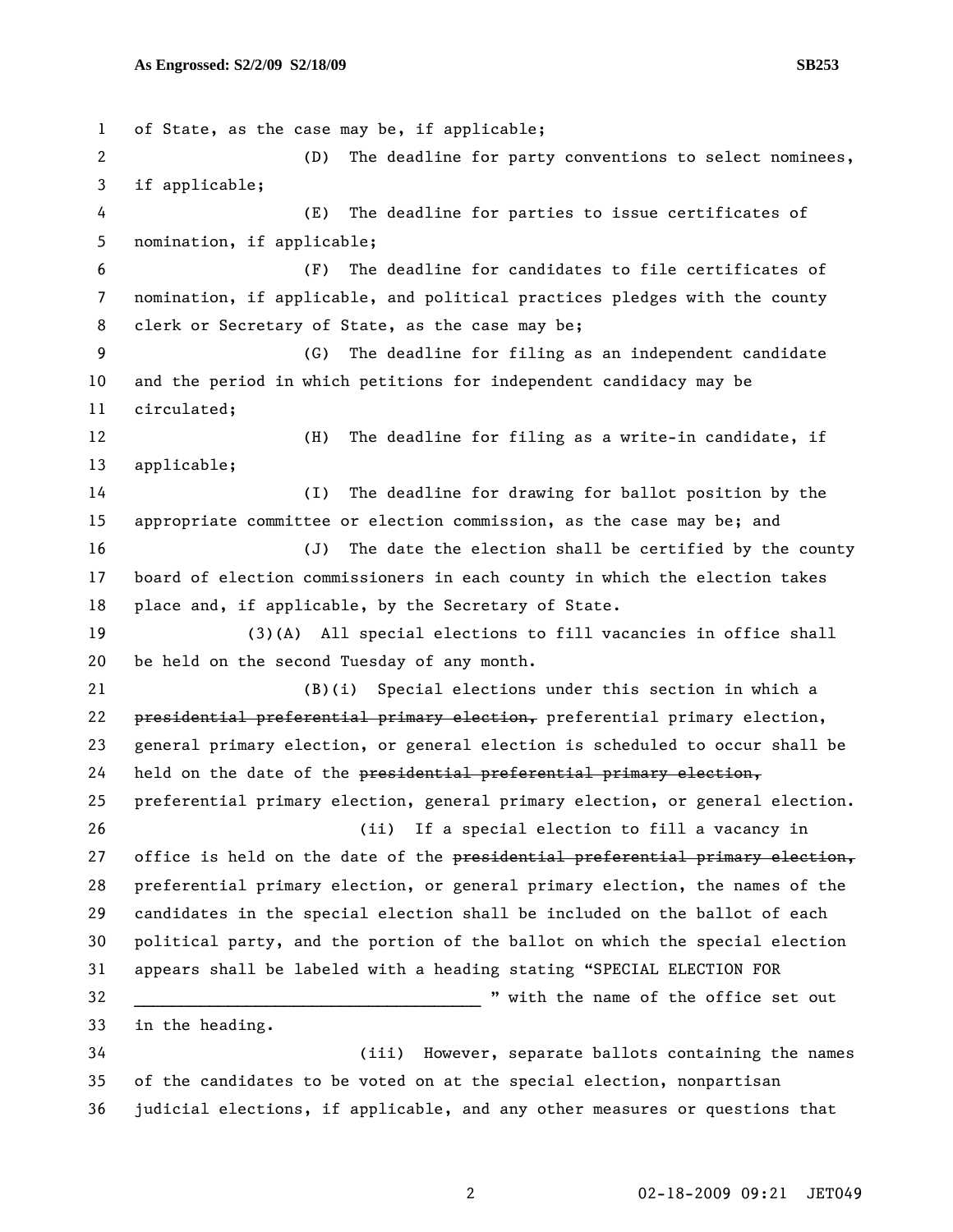of State, as the case may be, if applicable;

(D) The deadline for party conventions to select nominees, if applicable;

(E) The deadline for parties to issue certificates of nomination, if applicable;

(F) The deadline for candidates to file certificates of nomination, if applicable, and political practices pledges with the county clerk or Secretary of State, as the case may be;

(G) The deadline for filing as an independent candidate and the period in which petitions for independent candidacy may be circulated;

(H) The deadline for filing as a write-in candidate, if applicable;

(I) The deadline for drawing for ballot position by the appropriate committee or election commission, as the case may be; and

(J) The date the election shall be certified by the county board of election commissioners in each county in which the election takes place and, if applicable, by the Secretary of State.

(3)(A) All special elections to fill vacancies in office shall be held on the second Tuesday of any month.

(B)(i) Special elections under this section in which a ~~presidential preferential primary election,~~ preferential primary election, general primary election, or general election is scheduled to occur shall be held on the date of the ~~presidential preferential primary election,~~ preferential primary election, general primary election, or general election.

(ii) If a special election to fill a vacancy in office is held on the date of the ~~presidential preferential primary election,~~ preferential primary election, or general primary election, the names of the candidates in the special election shall be included on the ballot of each political party, and the portion of the ballot on which the special election appears shall be labeled with a heading stating "SPECIAL ELECTION FOR ______________________________________ " with the name of the office set out in the heading.

(iii) However, separate ballots containing the names of the candidates to be voted on at the special election, nonpartisan judicial elections, if applicable, and any other measures or questions that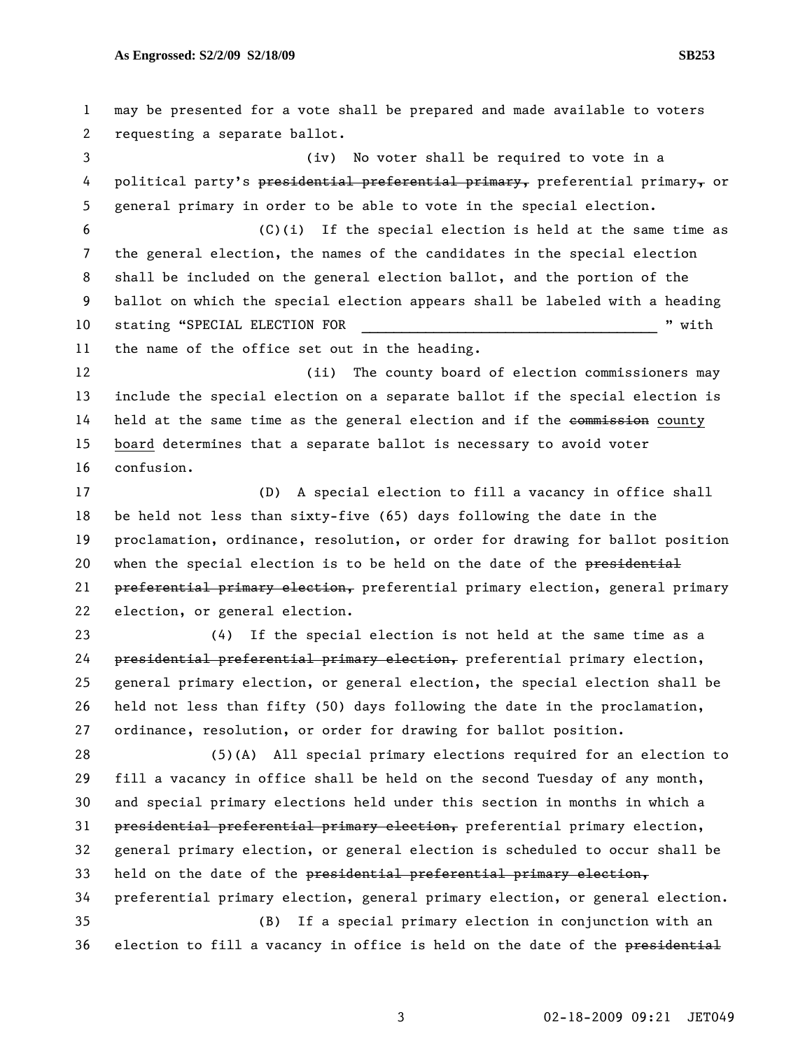may be presented for a vote shall be prepared and made available to voters requesting a separate ballot.

(iv) No voter shall be required to vote in a political party's ~~presidential preferential primary,~~ preferential primary~~,~~ or general primary in order to be able to vote in the special election.

(C)(i) If the special election is held at the same time as the general election, the names of the candidates in the special election shall be included on the general election ballot, and the portion of the ballot on which the special election appears shall be labeled with a heading stating "SPECIAL ELECTION FOR ______________________________________ " with the name of the office set out in the heading.

(ii) The county board of election commissioners may include the special election on a separate ballot if the special election is held at the same time as the general election and if the ~~commission~~ county board determines that a separate ballot is necessary to avoid voter confusion.

(D) A special election to fill a vacancy in office shall be held not less than sixty-five (65) days following the date in the proclamation, ordinance, resolution, or order for drawing for ballot position when the special election is to be held on the date of the ~~presidential preferential primary election,~~ preferential primary election, general primary election, or general election.

(4) If the special election is not held at the same time as a ~~presidential preferential primary election,~~ preferential primary election, general primary election, or general election, the special election shall be held not less than fifty (50) days following the date in the proclamation, ordinance, resolution, or order for drawing for ballot position.

(5)(A) All special primary elections required for an election to fill a vacancy in office shall be held on the second Tuesday of any month, and special primary elections held under this section in months in which a ~~presidential preferential primary election,~~ preferential primary election, general primary election, or general election is scheduled to occur shall be held on the date of the ~~presidential preferential primary election,~~ preferential primary election, general primary election, or general election.

(B) If a special primary election in conjunction with an election to fill a vacancy in office is held on the date of the ~~presidential~~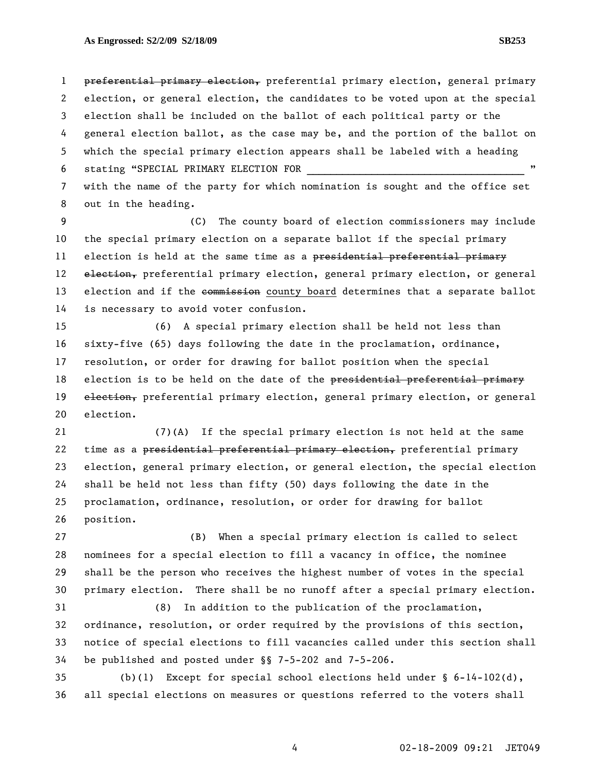~~preferential primary election,~~ preferential primary election, general primary election, or general election, the candidates to be voted upon at the special election shall be included on the ballot of each political party or the general election ballot, as the case may be, and the portion of the ballot on which the special primary election appears shall be labeled with a heading stating "SPECIAL PRIMARY ELECTION FOR ____________________________________ " with the name of the party for which nomination is sought and the office set out in the heading.

(C) The county board of election commissioners may include the special primary election on a separate ballot if the special primary election is held at the same time as a ~~presidential preferential primary election,~~ preferential primary election, general primary election, or general election and if the ~~commission~~ county board determines that a separate ballot is necessary to avoid voter confusion.

(6) A special primary election shall be held not less than sixty-five (65) days following the date in the proclamation, ordinance, resolution, or order for drawing for ballot position when the special election is to be held on the date of the ~~presidential preferential primary election,~~ preferential primary election, general primary election, or general election.

(7)(A) If the special primary election is not held at the same time as a ~~presidential preferential primary election,~~ preferential primary election, general primary election, or general election, the special election shall be held not less than fifty (50) days following the date in the proclamation, ordinance, resolution, or order for drawing for ballot position.

(B) When a special primary election is called to select nominees for a special election to fill a vacancy in office, the nominee shall be the person who receives the highest number of votes in the special primary election. There shall be no runoff after a special primary election.

(8) In addition to the publication of the proclamation, ordinance, resolution, or order required by the provisions of this section, notice of special elections to fill vacancies called under this section shall be published and posted under §§ 7-5-202 and 7-5-206.

(b)(1) Except for special school elections held under § 6-14-102(d), all special elections on measures or questions referred to the voters shall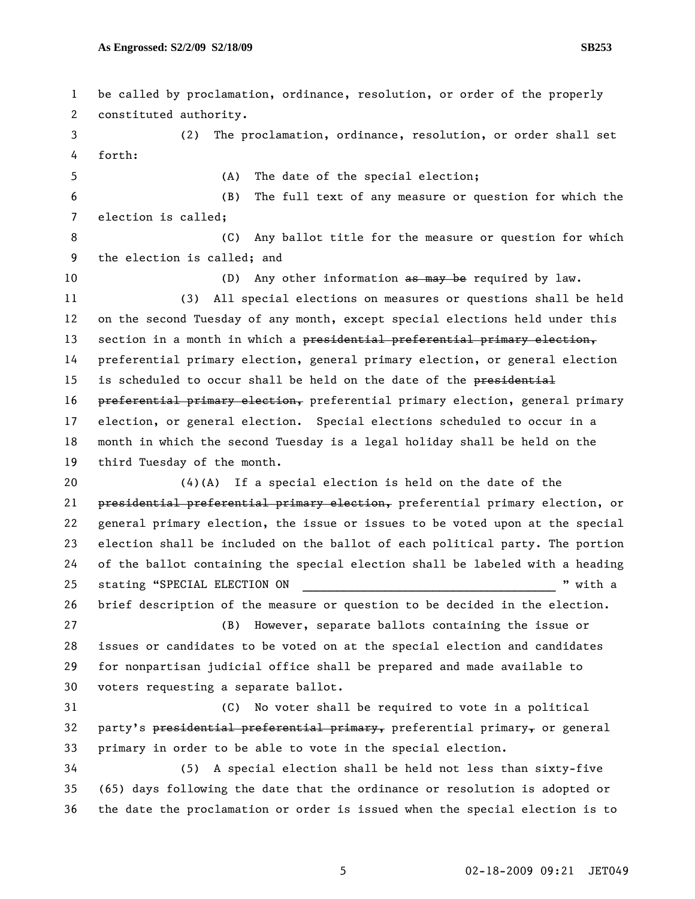be called by proclamation, ordinance, resolution, or order of the properly constituted authority.

(2) The proclamation, ordinance, resolution, or order shall set forth:

(A) The date of the special election;

(B) The full text of any measure or question for which the election is called;

(C) Any ballot title for the measure or question for which the election is called; and

(D) Any other information ~~as may be~~ required by law.

(3) All special elections on measures or questions shall be held on the second Tuesday of any month, except special elections held under this section in a month in which a ~~presidential preferential primary election,~~ preferential primary election, general primary election, or general election is scheduled to occur shall be held on the date of the ~~presidential preferential primary election,~~ preferential primary election, general primary election, or general election. Special elections scheduled to occur in a month in which the second Tuesday is a legal holiday shall be held on the third Tuesday of the month.

(4)(A) If a special election is held on the date of the ~~presidential preferential primary election,~~ preferential primary election, or general primary election, the issue or issues to be voted upon at the special election shall be included on the ballot of each political party. The portion of the ballot containing the special election shall be labeled with a heading stating "SPECIAL ELECTION ON ______________________________________ " with a brief description of the measure or question to be decided in the election.

(B) However, separate ballots containing the issue or issues or candidates to be voted on at the special election and candidates for nonpartisan judicial office shall be prepared and made available to voters requesting a separate ballot.

(C) No voter shall be required to vote in a political party's ~~presidential preferential primary,~~ preferential primary~~,~~ or general primary in order to be able to vote in the special election.

(5) A special election shall be held not less than sixty-five (65) days following the date that the ordinance or resolution is adopted or the date the proclamation or order is issued when the special election is to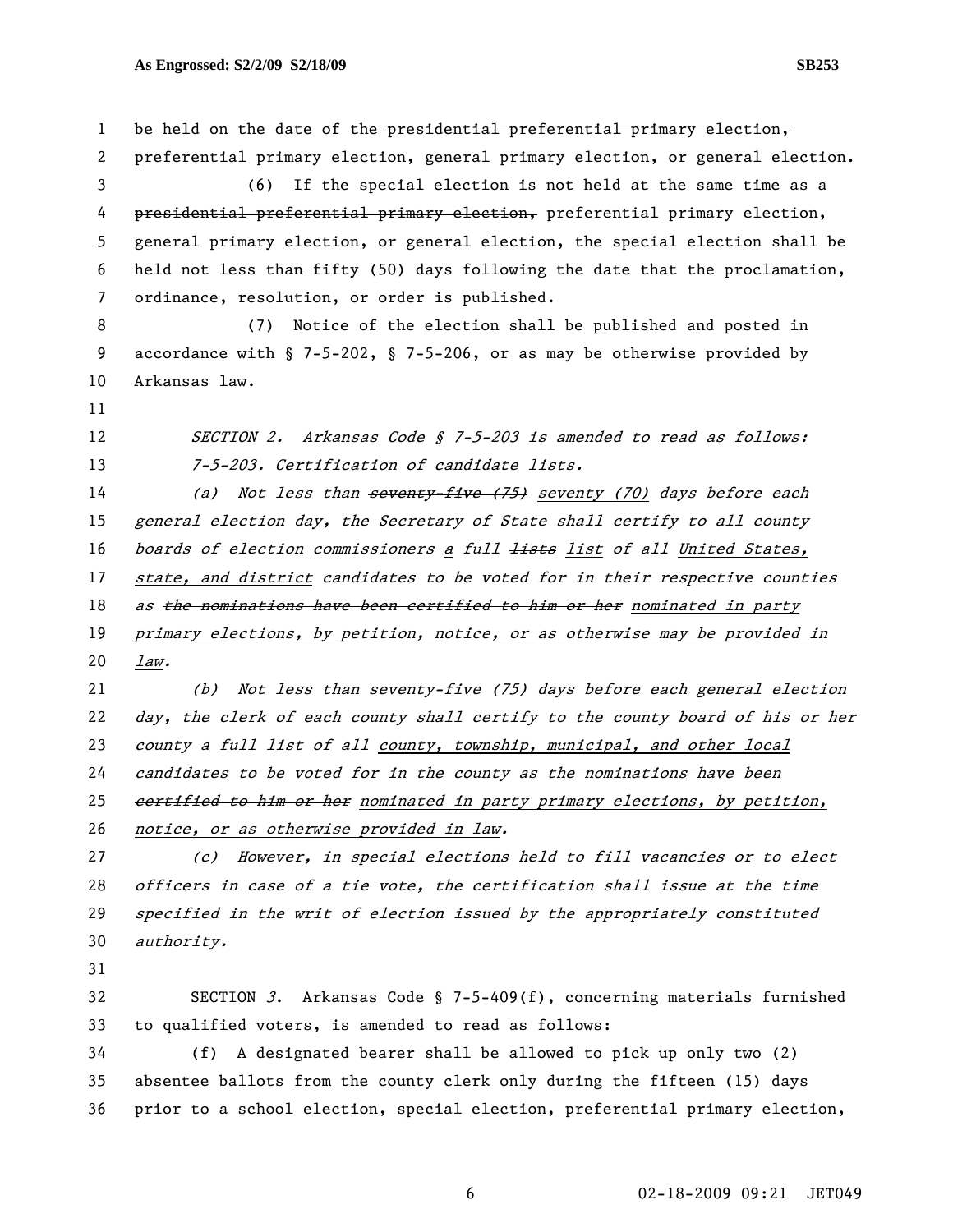be held on the date of the ~~presidential preferential primary election,~~ preferential primary election, general primary election, or general election.

(6) If the special election is not held at the same time as a ~~presidential preferential primary election,~~ preferential primary election, general primary election, or general election, the special election shall be held not less than fifty (50) days following the date that the proclamation, ordinance, resolution, or order is published.

(7) Notice of the election shall be published and posted in accordance with § 7-5-202, § 7-5-206, or as may be otherwise provided by Arkansas law.

*SECTION 2. Arkansas Code § 7-5-203 is amended to read as follows:*

*7-5-203. Certification of candidate lists.*

*(a) Not less than ~~seventy-five (75)~~ <u>seventy (70)</u> days before each general election day, the Secretary of State shall certify to all county boards of election commissioners <u>a</u> full ~~lists~~ <u>list</u> of all <u>United States, state, and district</u> candidates to be voted for in their respective counties as ~~the nominations have been certified to him or her~~ <u>nominated in party primary elections, by petition, notice, or as otherwise may be provided in law</u>.*

*(b) Not less than seventy-five (75) days before each general election day, the clerk of each county shall certify to the county board of his or her county a full list of all <u>county, township, municipal, and other local</u> candidates to be voted for in the county as ~~the nominations have been certified to him or her~~ <u>nominated in party primary elections, by petition, notice, or as otherwise provided in law</u>.*

*(c) However, in special elections held to fill vacancies or to elect officers in case of a tie vote, the certification shall issue at the time specified in the writ of election issued by the appropriately constituted authority.*

SECTION *3*. Arkansas Code § 7-5-409(f), concerning materials furnished to qualified voters, is amended to read as follows:

(f) A designated bearer shall be allowed to pick up only two (2) absentee ballots from the county clerk only during the fifteen (15) days prior to a school election, special election, preferential primary election,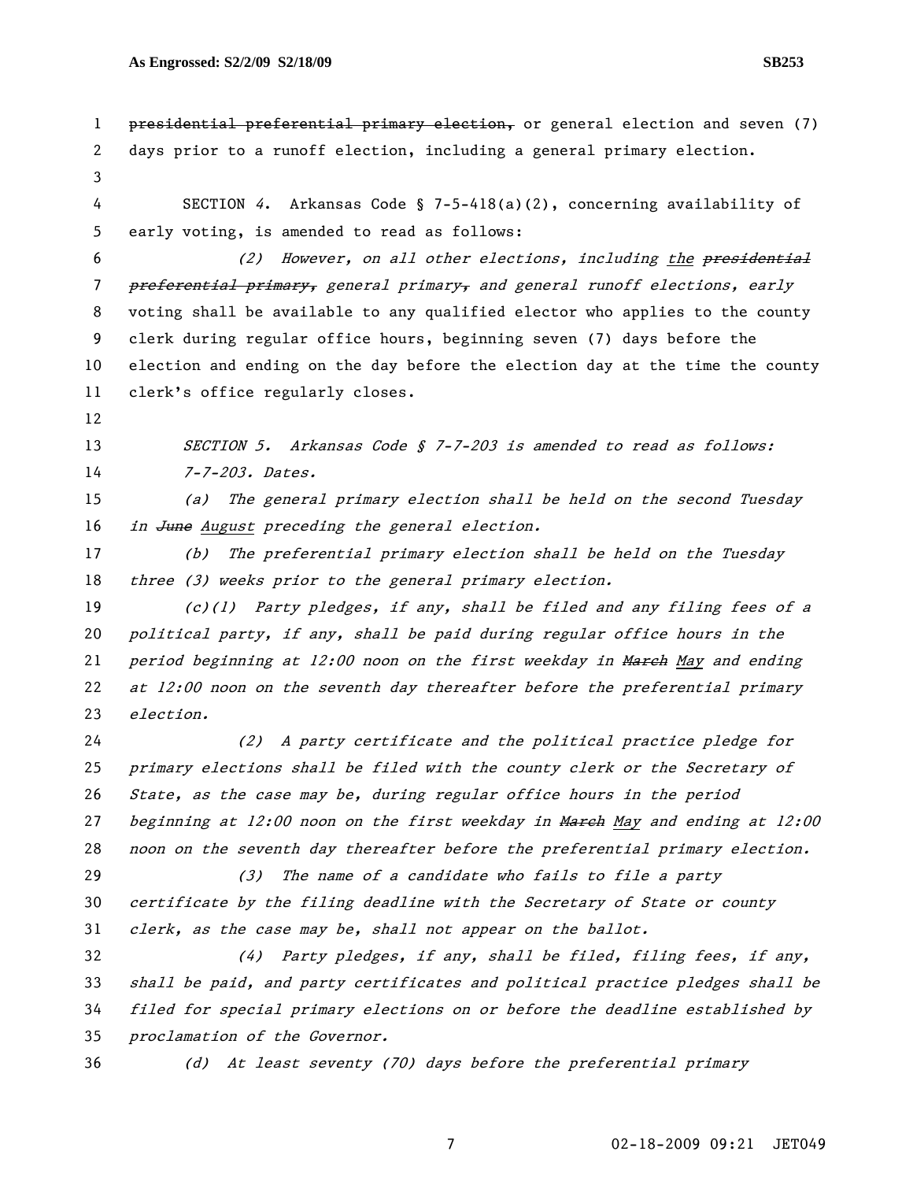~~presidential preferential primary election,~~ or general election and seven (7) days prior to a runoff election, including a general primary election.

SECTION *4*. Arkansas Code § 7-5-418(a)(2), concerning availability of early voting, is amended to read as follows:

*(2) However, on all other elections, including <u>the</u> ~~presidential preferential primary,~~ general primary~~,~~ and general runoff elections, early* voting shall be available to any qualified elector who applies to the county clerk during regular office hours, beginning seven (7) days before the election and ending on the day before the election day at the time the county clerk's office regularly closes.

*SECTION 5. Arkansas Code § 7-7-203 is amended to read as follows:*

*7-7-203. Dates.*

*(a) The general primary election shall be held on the second Tuesday in ~~June~~ <u>August</u> preceding the general election.*

*(b) The preferential primary election shall be held on the Tuesday three (3) weeks prior to the general primary election.*

*(c)(1) Party pledges, if any, shall be filed and any filing fees of a political party, if any, shall be paid during regular office hours in the period beginning at 12:00 noon on the first weekday in ~~March~~ <u>May</u> and ending at 12:00 noon on the seventh day thereafter before the preferential primary election.*

*(2) A party certificate and the political practice pledge for primary elections shall be filed with the county clerk or the Secretary of State, as the case may be, during regular office hours in the period beginning at 12:00 noon on the first weekday in ~~March~~ <u>May</u> and ending at 12:00 noon on the seventh day thereafter before the preferential primary election.*

*(3) The name of a candidate who fails to file a party certificate by the filing deadline with the Secretary of State or county clerk, as the case may be, shall not appear on the ballot.*

*(4) Party pledges, if any, shall be filed, filing fees, if any, shall be paid, and party certificates and political practice pledges shall be filed for special primary elections on or before the deadline established by proclamation of the Governor.*

*(d) At least seventy (70) days before the preferential primary*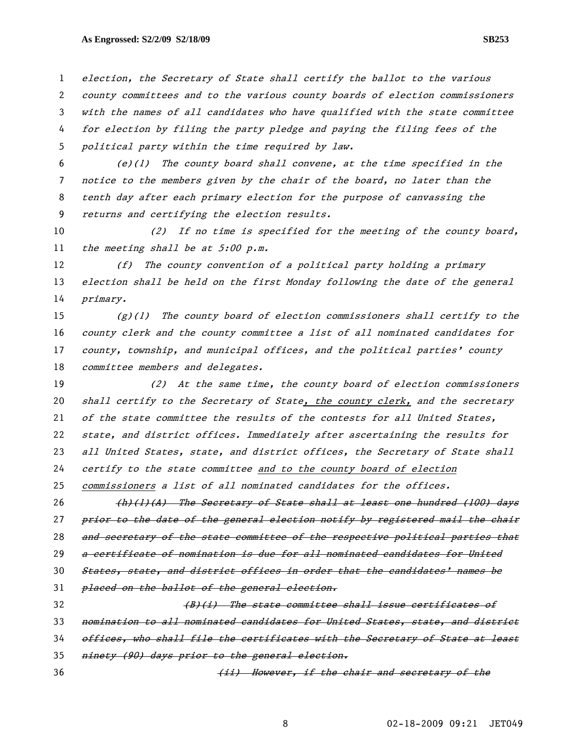*election, the Secretary of State shall certify the ballot to the various county committees and to the various county boards of election commissioners with the names of all candidates who have qualified with the state committee for election by filing the party pledge and paying the filing fees of the political party within the time required by law.*

*(e)(1) The county board shall convene, at the time specified in the notice to the members given by the chair of the board, no later than the tenth day after each primary election for the purpose of canvassing the returns and certifying the election results.*

*(2) If no time is specified for the meeting of the county board, the meeting shall be at 5:00 p.m.*

*(f) The county convention of a political party holding a primary election shall be held on the first Monday following the date of the general primary.*

*(g)(1) The county board of election commissioners shall certify to the county clerk and the county committee a list of all nominated candidates for county, township, and municipal offices, and the political parties' county committee members and delegates.*

*(2) At the same time, the county board of election commissioners shall certify to the Secretary of State<u>, the county clerk,</u> and the secretary of the state committee the results of the contests for all United States, state, and district offices. Immediately after ascertaining the results for all United States, state, and district offices, the Secretary of State shall certify to the state committee <u>and to the county board of election commissioners</u> a list of all nominated candidates for the offices.*

~~*(h)(1)(A) The Secretary of State shall at least one hundred (100) days prior to the date of the general election notify by registered mail the chair and secretary of the state committee of the respective political parties that a certificate of nomination is due for all nominated candidates for United States, state, and district offices in order that the candidates' names be placed on the ballot of the general election.*~~

~~*(B)(i) The state committee shall issue certificates of nomination to all nominated candidates for United States, state, and district offices, who shall file the certificates with the Secretary of State at least ninety (90) days prior to the general election.*~~

~~*(ii) However, if the chair and secretary of the*~~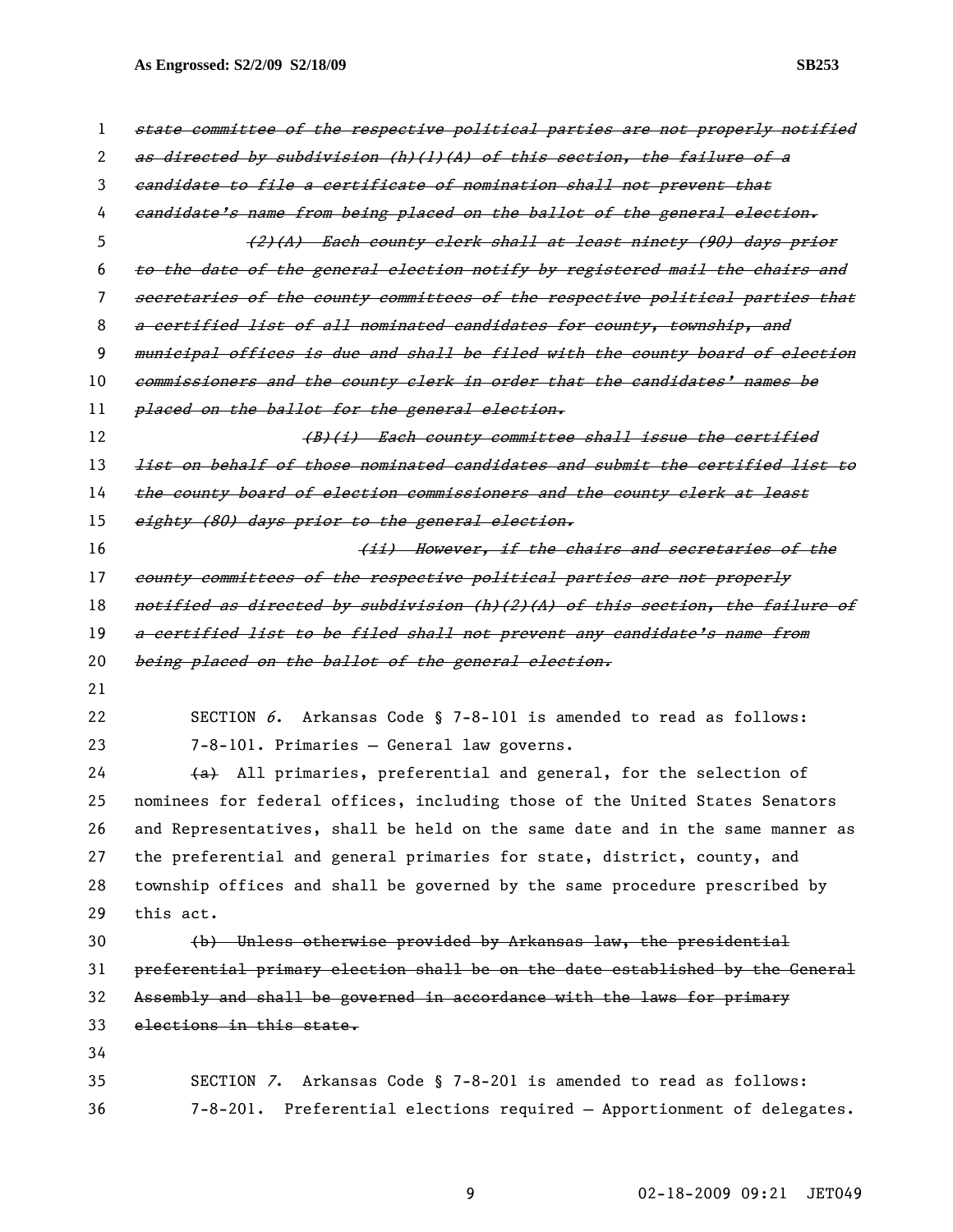~~*state committee of the respective political parties are not properly notified as directed by subdivision (h)(1)(A) of this section, the failure of a candidate to file a certificate of nomination shall not prevent that candidate's name from being placed on the ballot of the general election.*~~

~~*(2)(A) Each county clerk shall at least ninety (90) days prior to the date of the general election notify by registered mail the chairs and secretaries of the county committees of the respective political parties that a certified list of all nominated candidates for county, township, and municipal offices is due and shall be filed with the county board of election commissioners and the county clerk in order that the candidates' names be placed on the ballot for the general election.*~~

~~*(B)(i) Each county committee shall issue the certified list on behalf of those nominated candidates and submit the certified list to the county board of election commissioners and the county clerk at least eighty (80) days prior to the general election.*~~

~~*(ii) However, if the chairs and secretaries of the county committees of the respective political parties are not properly notified as directed by subdivision (h)(2)(A) of this section, the failure of a certified list to be filed shall not prevent any candidate's name from being placed on the ballot of the general election.*~~

SECTION *6*. Arkansas Code § 7-8-101 is amended to read as follows:

7-8-101. Primaries — General law governs.

~~(a)~~ All primaries, preferential and general, for the selection of nominees for federal offices, including those of the United States Senators and Representatives, shall be held on the same date and in the same manner as the preferential and general primaries for state, district, county, and township offices and shall be governed by the same procedure prescribed by this act.

~~(b) Unless otherwise provided by Arkansas law, the presidential preferential primary election shall be on the date established by the General Assembly and shall be governed in accordance with the laws for primary elections in this state.~~

SECTION *7*. Arkansas Code § 7-8-201 is amended to read as follows:

7-8-201. Preferential elections required — Apportionment of delegates.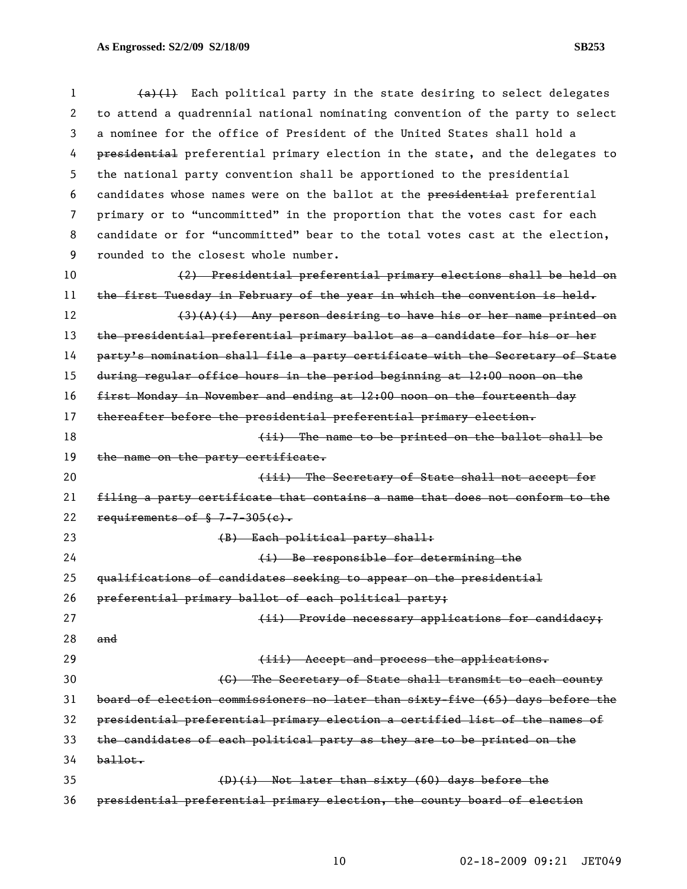~~(a)(1)~~ Each political party in the state desiring to select delegates to attend a quadrennial national nominating convention of the party to select a nominee for the office of President of the United States shall hold a ~~presidential~~ preferential primary election in the state, and the delegates to the national party convention shall be apportioned to the presidential candidates whose names were on the ballot at the ~~presidential~~ preferential primary or to "uncommitted" in the proportion that the votes cast for each candidate or for "uncommitted" bear to the total votes cast at the election, rounded to the closest whole number.

~~(2) Presidential preferential primary elections shall be held on the first Tuesday in February of the year in which the convention is held.~~

~~(3)(A)(i) Any person desiring to have his or her name printed on the presidential preferential primary ballot as a candidate for his or her party's nomination shall file a party certificate with the Secretary of State during regular office hours in the period beginning at 12:00 noon on the first Monday in November and ending at 12:00 noon on the fourteenth day thereafter before the presidential preferential primary election.~~

~~(ii) The name to be printed on the ballot shall be the name on the party certificate.~~

~~(iii) The Secretary of State shall not accept for filing a party certificate that contains a name that does not conform to the requirements of § 7-7-305(c).~~

~~(B) Each political party shall:~~

~~(i) Be responsible for determining the qualifications of candidates seeking to appear on the presidential preferential primary ballot of each political party;~~

~~(ii) Provide necessary applications for candidacy; and~~

~~(iii) Accept and process the applications.~~

~~(C) The Secretary of State shall transmit to each county board of election commissioners no later than sixty-five (65) days before the presidential preferential primary election a certified list of the names of the candidates of each political party as they are to be printed on the ballot.~~

~~(D)(i) Not later than sixty (60) days before the presidential preferential primary election, the county board of election~~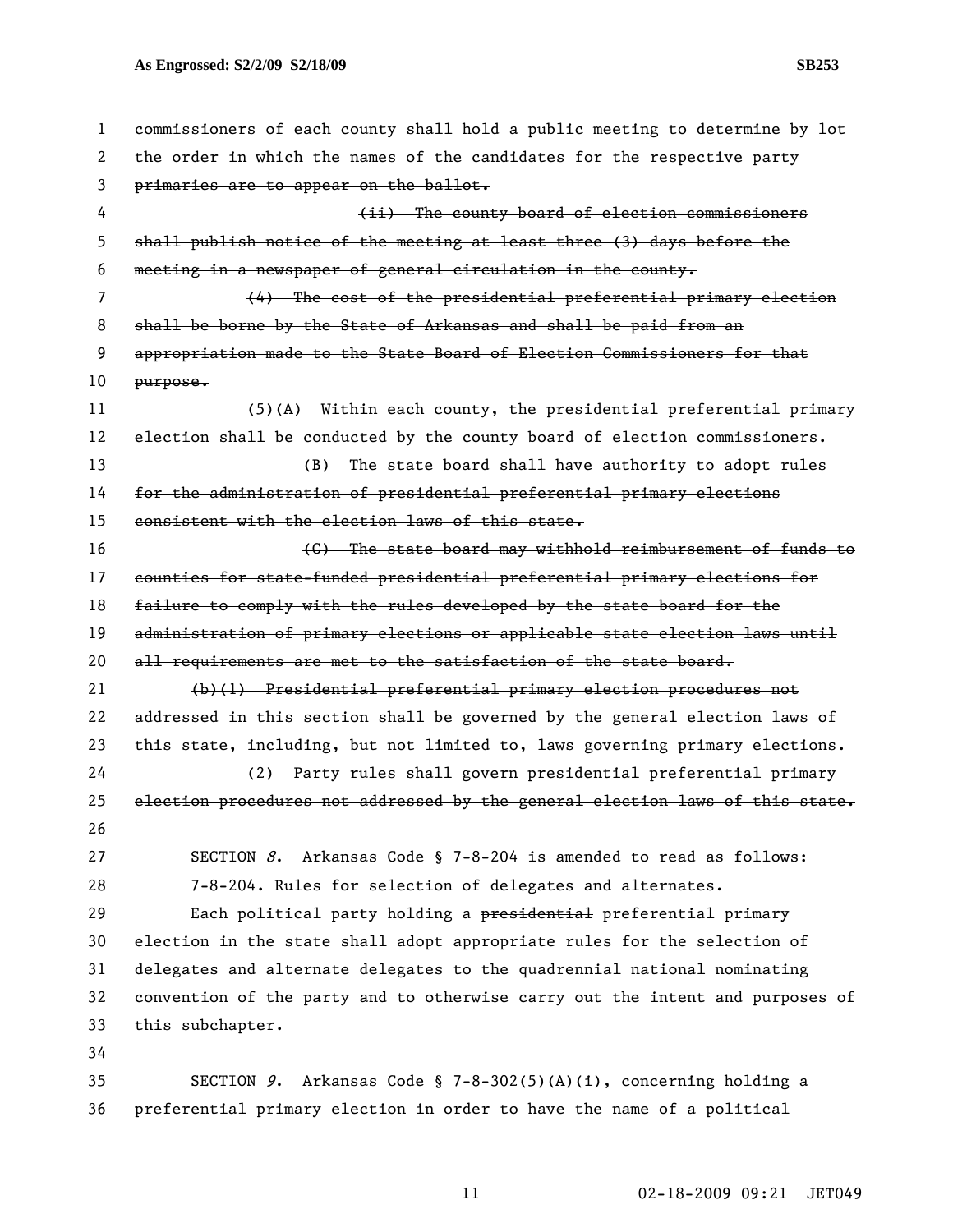~~commissioners of each county shall hold a public meeting to determine by lot the order in which the names of the candidates for the respective party primaries are to appear on the ballot.~~

~~(ii) The county board of election commissioners shall publish notice of the meeting at least three (3) days before the meeting in a newspaper of general circulation in the county.~~

~~(4) The cost of the presidential preferential primary election shall be borne by the State of Arkansas and shall be paid from an appropriation made to the State Board of Election Commissioners for that purpose.~~

~~(5)(A) Within each county, the presidential preferential primary election shall be conducted by the county board of election commissioners.~~

~~(B) The state board shall have authority to adopt rules for the administration of presidential preferential primary elections consistent with the election laws of this state.~~

~~(C) The state board may withhold reimbursement of funds to counties for state-funded presidential preferential primary elections for failure to comply with the rules developed by the state board for the administration of primary elections or applicable state election laws until all requirements are met to the satisfaction of the state board.~~

~~(b)(1) Presidential preferential primary election procedures not addressed in this section shall be governed by the general election laws of this state, including, but not limited to, laws governing primary elections.~~

~~(2) Party rules shall govern presidential preferential primary election procedures not addressed by the general election laws of this state.~~

SECTION *8*. Arkansas Code § 7-8-204 is amended to read as follows:

7-8-204. Rules for selection of delegates and alternates.

Each political party holding a ~~presidential~~ preferential primary election in the state shall adopt appropriate rules for the selection of delegates and alternate delegates to the quadrennial national nominating convention of the party and to otherwise carry out the intent and purposes of this subchapter.

SECTION *9*. Arkansas Code § 7-8-302(5)(A)(i), concerning holding a preferential primary election in order to have the name of a political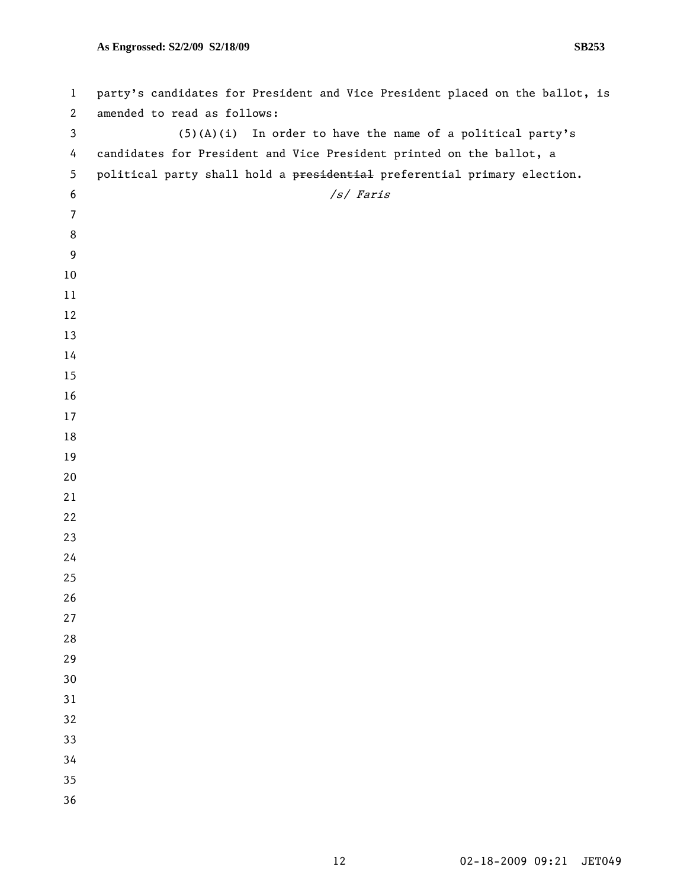party's candidates for President and Vice President placed on the ballot, is amended to read as follows:

(5)(A)(i) In order to have the name of a political party's candidates for President and Vice President printed on the ballot, a political party shall hold a ~~presidential~~ preferential primary election.

*/s/ Faris*